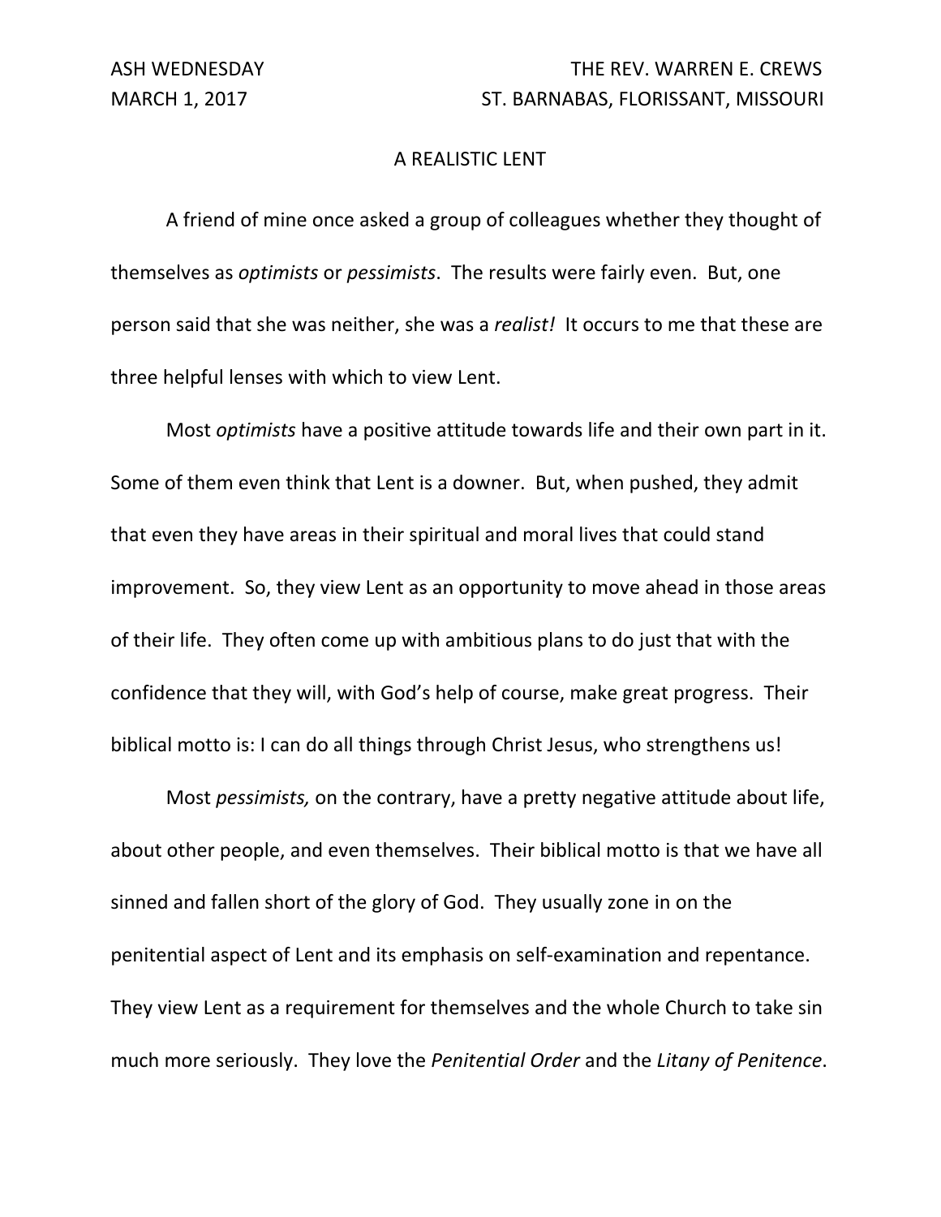ASH WEDNESDAY — THE REV. WARREN E. CREWS

MARCH 1, 2017 — ST. BARNABAS, FLORISSANT, MISSOURI

# A REALISTIC LENT

A friend of mine once asked a group of colleagues whether they thought of themselves as *optimists* or *pessimists*. The results were fairly even. But, one person said that she was neither, she was a *realist!* It occurs to me that these are three helpful lenses with which to view Lent.

Most *optimists* have a positive attitude towards life and their own part in it. Some of them even think that Lent is a downer. But, when pushed, they admit that even they have areas in their spiritual and moral lives that could stand improvement. So, they view Lent as an opportunity to move ahead in those areas of their life. They often come up with ambitious plans to do just that with the confidence that they will, with God's help of course, make great progress. Their biblical motto is: I can do all things through Christ Jesus, who strengthens us!

Most *pessimists,* on the contrary, have a pretty negative attitude about life, about other people, and even themselves. Their biblical motto is that we have all sinned and fallen short of the glory of God. They usually zone in on the penitential aspect of Lent and its emphasis on self-examination and repentance. They view Lent as a requirement for themselves and the whole Church to take sin much more seriously. They love the *Penitential Order* and the *Litany of Penitence*.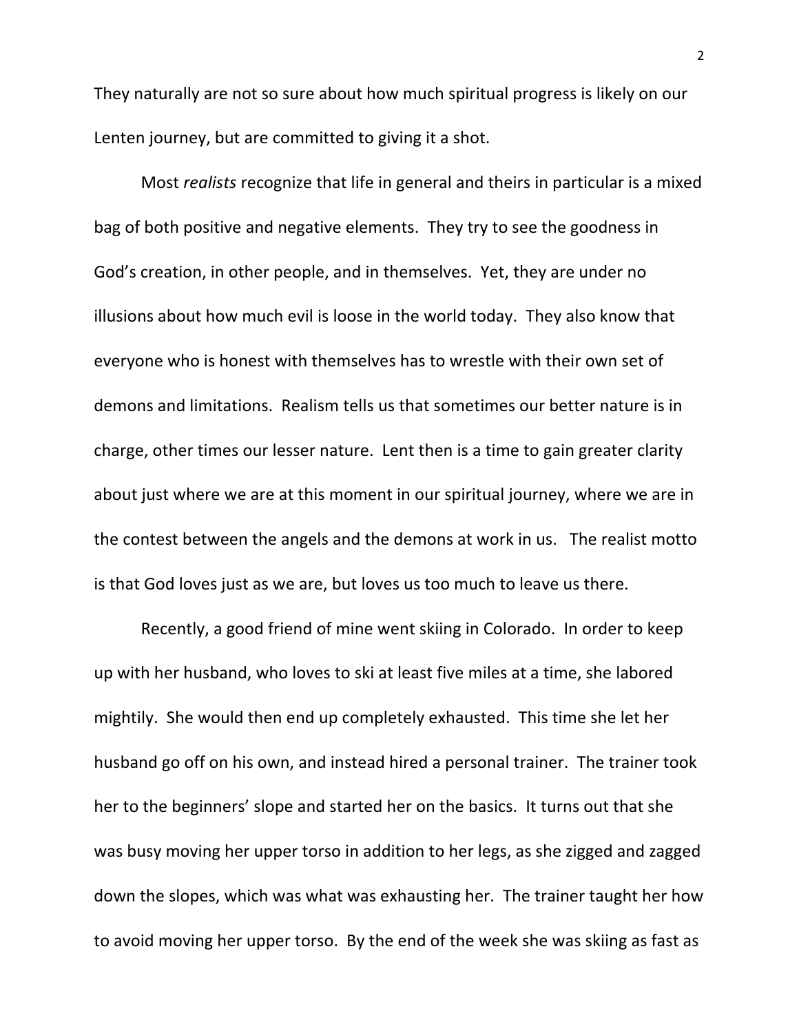They naturally are not so sure about how much spiritual progress is likely on our Lenten journey, but are committed to giving it a shot.

Most *realists* recognize that life in general and theirs in particular is a mixed bag of both positive and negative elements. They try to see the goodness in God's creation, in other people, and in themselves. Yet, they are under no illusions about how much evil is loose in the world today. They also know that everyone who is honest with themselves has to wrestle with their own set of demons and limitations. Realism tells us that sometimes our better nature is in charge, other times our lesser nature. Lent then is a time to gain greater clarity about just where we are at this moment in our spiritual journey, where we are in the contest between the angels and the demons at work in us. The realist motto is that God loves just as we are, but loves us too much to leave us there.

Recently, a good friend of mine went skiing in Colorado. In order to keep up with her husband, who loves to ski at least five miles at a time, she labored mightily. She would then end up completely exhausted. This time she let her husband go off on his own, and instead hired a personal trainer. The trainer took her to the beginners' slope and started her on the basics. It turns out that she was busy moving her upper torso in addition to her legs, as she zigged and zagged down the slopes, which was what was exhausting her. The trainer taught her how to avoid moving her upper torso. By the end of the week she was skiing as fast as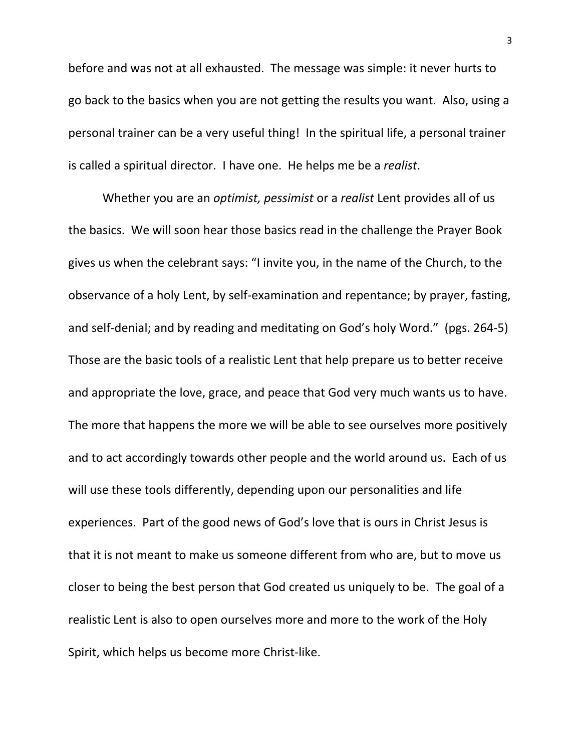before and was not at all exhausted. The message was simple: it never hurts to go back to the basics when you are not getting the results you want. Also, using a personal trainer can be a very useful thing! In the spiritual life, a personal trainer is called a spiritual director. I have one. He helps me be a *realist*.

Whether you are an *optimist, pessimist* or a *realist* Lent provides all of us the basics. We will soon hear those basics read in the challenge the Prayer Book gives us when the celebrant says: "I invite you, in the name of the Church, to the observance of a holy Lent, by self-examination and repentance; by prayer, fasting, and self-denial; and by reading and meditating on God's holy Word." (pgs. 264-5) Those are the basic tools of a realistic Lent that help prepare us to better receive and appropriate the love, grace, and peace that God very much wants us to have. The more that happens the more we will be able to see ourselves more positively and to act accordingly towards other people and the world around us. Each of us will use these tools differently, depending upon our personalities and life experiences. Part of the good news of God's love that is ours in Christ Jesus is that it is not meant to make us someone different from who are, but to move us closer to being the best person that God created us uniquely to be. The goal of a realistic Lent is also to open ourselves more and more to the work of the Holy Spirit, which helps us become more Christ-like.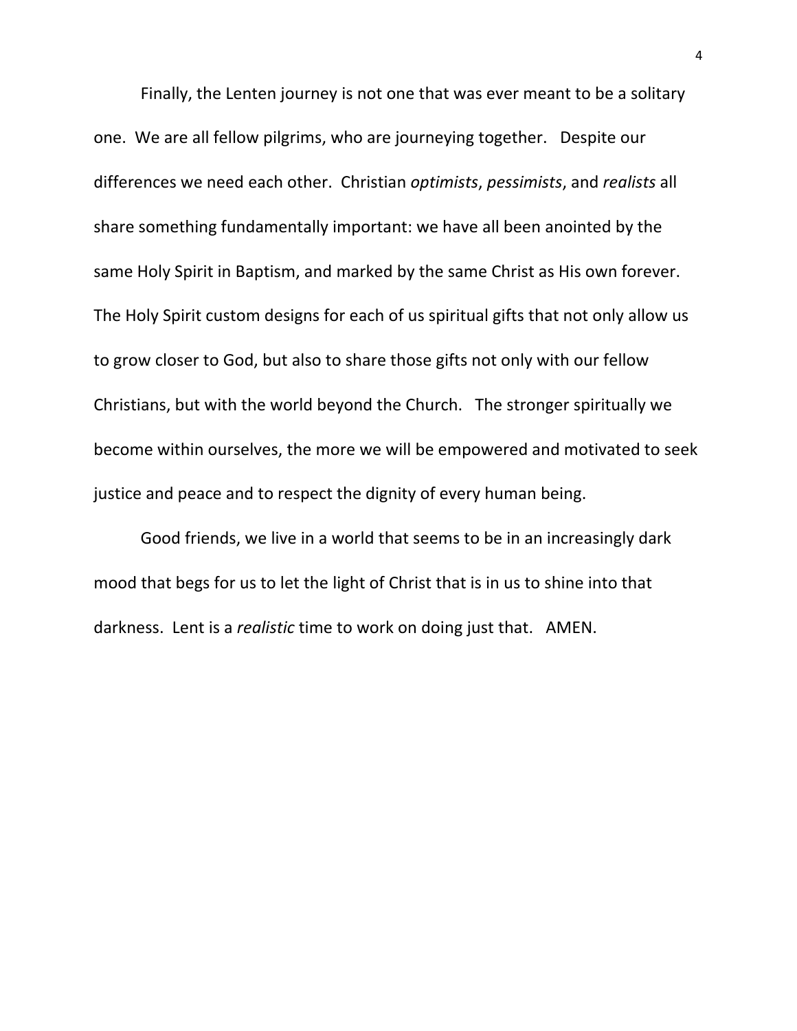Finally, the Lenten journey is not one that was ever meant to be a solitary one. We are all fellow pilgrims, who are journeying together. Despite our differences we need each other. Christian *optimists*, *pessimists*, and *realists* all share something fundamentally important: we have all been anointed by the same Holy Spirit in Baptism, and marked by the same Christ as His own forever. The Holy Spirit custom designs for each of us spiritual gifts that not only allow us to grow closer to God, but also to share those gifts not only with our fellow Christians, but with the world beyond the Church. The stronger spiritually we become within ourselves, the more we will be empowered and motivated to seek justice and peace and to respect the dignity of every human being.

Good friends, we live in a world that seems to be in an increasingly dark mood that begs for us to let the light of Christ that is in us to shine into that darkness. Lent is a *realistic* time to work on doing just that. AMEN.